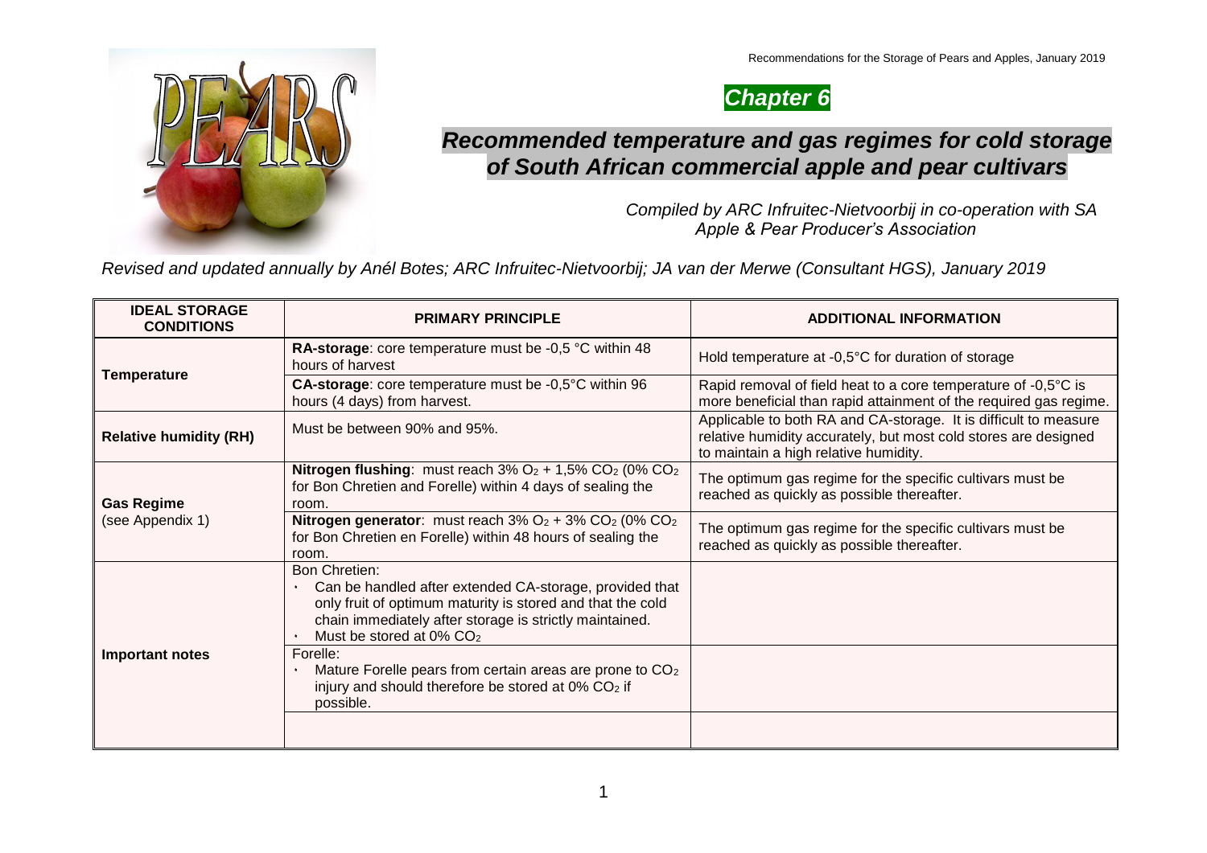# *Chapter 6*

## *Recommended temperature and gas regimes for cold storage of South African commercial apple and pear cultivars*

*Compiled by ARC Infruitec-Nietvoorbij in co-operation with SA Apple & Pear Producer's Association*

*Revised and updated annually by Anél Botes; ARC Infruitec-Nietvoorbij; JA van der Merwe (Consultant HGS), January 2019*

| IDEAL STORAGE CONDITIONS | PRIMARY PRINCIPLE | ADDITIONAL INFORMATION |
|---|---|---|
| **Temperature** | **RA-storage**: core temperature must be -0,5 °C within 48 hours of harvest | Hold temperature at -0,5°C for duration of storage |
| | **CA-storage**: core temperature must be -0,5°C within 96 hours (4 days) from harvest. | Rapid removal of field heat to a core temperature of -0,5°C is more beneficial than rapid attainment of the required gas regime. |
| **Relative humidity (RH)** | Must be between 90% and 95%. | Applicable to both RA and CA-storage. It is difficult to measure relative humidity accurately, but most cold stores are designed to maintain a high relative humidity. |
| **Gas Regime** (see Appendix 1) | **Nitrogen flushing**: must reach 3% $O_2$ + 1,5% $CO_2$ (0% $CO_2$ for Bon Chretien and Forelle) within 4 days of sealing the room. | The optimum gas regime for the specific cultivars must be reached as quickly as possible thereafter. |
| | **Nitrogen generator**: must reach 3% $O_2$ + 3% $CO_2$ (0% $CO_2$ for Bon Chretien en Forelle) within 48 hours of sealing the room. | The optimum gas regime for the specific cultivars must be reached as quickly as possible thereafter. |
| **Important notes** | Bon Chretien:<br>• Can be handled after extended CA-storage, provided that only fruit of optimum maturity is stored and that the cold chain immediately after storage is strictly maintained.<br>• Must be stored at 0% $CO_2$ | |
| | Forelle:<br>• Mature Forelle pears from certain areas are prone to $CO_2$ injury and should therefore be stored at 0% $CO_2$ if possible. | |
| | | |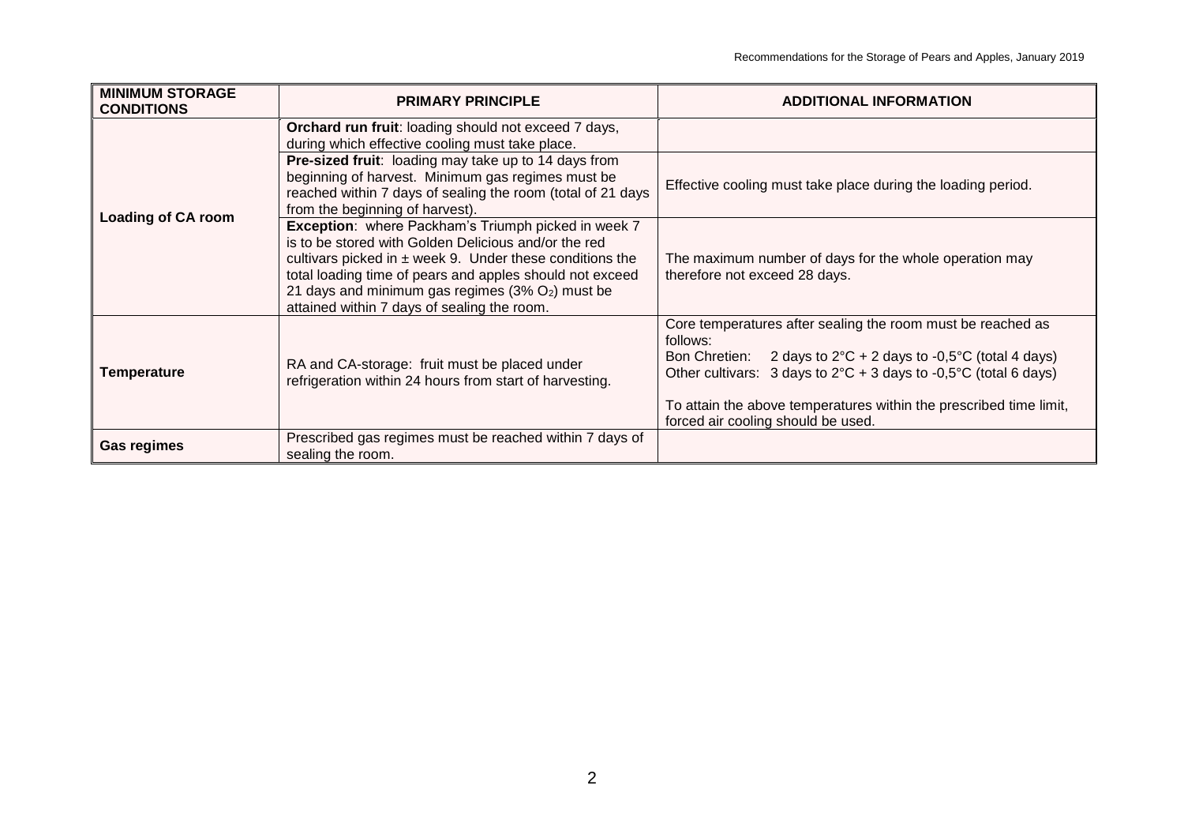| MINIMUM STORAGE CONDITIONS | PRIMARY PRINCIPLE | ADDITIONAL INFORMATION |
|---|---|---|
| Loading of CA room | **Orchard run fruit**: loading should not exceed 7 days, during which effective cooling must take place. | |
| | **Pre-sized fruit**: loading may take up to 14 days from beginning of harvest. Minimum gas regimes must be reached within 7 days of sealing the room (total of 21 days from the beginning of harvest). | Effective cooling must take place during the loading period. |
| | **Exception**: where Packham's Triumph picked in week 7 is to be stored with Golden Delicious and/or the red cultivars picked in ± week 9. Under these conditions the total loading time of pears and apples should not exceed 21 days and minimum gas regimes (3% $O_2$) must be attained within 7 days of sealing the room. | The maximum number of days for the whole operation may therefore not exceed 28 days. |
| **Temperature** | RA and CA-storage: fruit must be placed under refrigeration within 24 hours from start of harvesting. | Core temperatures after sealing the room must be reached as follows:<br>Bon Chretien: 2 days to 2°C + 2 days to -0,5°C (total 4 days)<br>Other cultivars: 3 days to 2°C + 3 days to -0,5°C (total 6 days)<br><br>To attain the above temperatures within the prescribed time limit, forced air cooling should be used. |
| **Gas regimes** | Prescribed gas regimes must be reached within 7 days of sealing the room. | |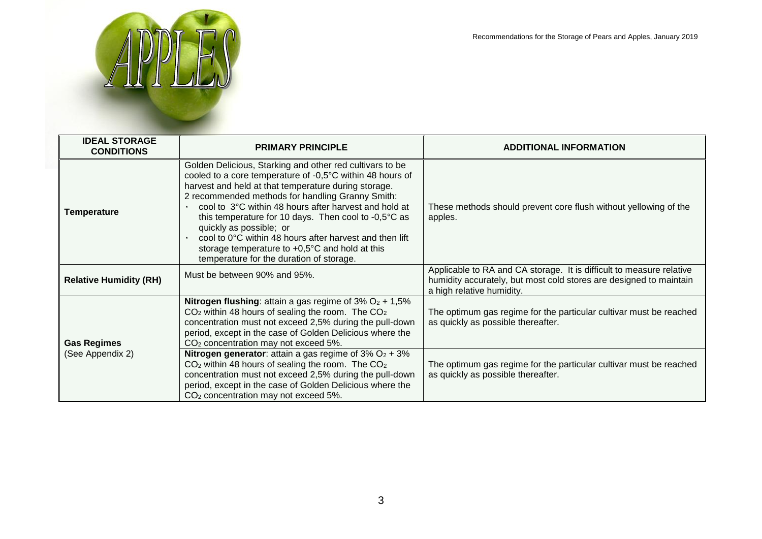# APPLES

| IDEAL STORAGE CONDITIONS | PRIMARY PRINCIPLE | ADDITIONAL INFORMATION |
|---|---|---|
| **Temperature** | Golden Delicious, Starking and other red cultivars to be cooled to a core temperature of -0,5°C within 48 hours of harvest and held at that temperature during storage. 2 recommended methods for handling Granny Smith: • cool to 3°C within 48 hours after harvest and hold at this temperature for 10 days. Then cool to -0,5°C as quickly as possible; or • cool to 0°C within 48 hours after harvest and then lift storage temperature to +0,5°C and hold at this temperature for the duration of storage. | These methods should prevent core flush without yellowing of the apples. |
| **Relative Humidity (RH)** | Must be between 90% and 95%. | Applicable to RA and CA storage. It is difficult to measure relative humidity accurately, but most cold stores are designed to maintain a high relative humidity. |
| **Gas Regimes** (See Appendix 2) | **Nitrogen flushing**: attain a gas regime of 3% $O_2$ + 1,5% $CO_2$ within 48 hours of sealing the room. The $CO_2$ concentration must not exceed 2,5% during the pull-down period, except in the case of Golden Delicious where the $CO_2$ concentration may not exceed 5%. | The optimum gas regime for the particular cultivar must be reached as quickly as possible thereafter. |
| | **Nitrogen generator**: attain a gas regime of 3% $O_2$ + 3% $CO_2$ within 48 hours of sealing the room. The $CO_2$ concentration must not exceed 2,5% during the pull-down period, except in the case of Golden Delicious where the $CO_2$ concentration may not exceed 5%. | The optimum gas regime for the particular cultivar must be reached as quickly as possible thereafter. |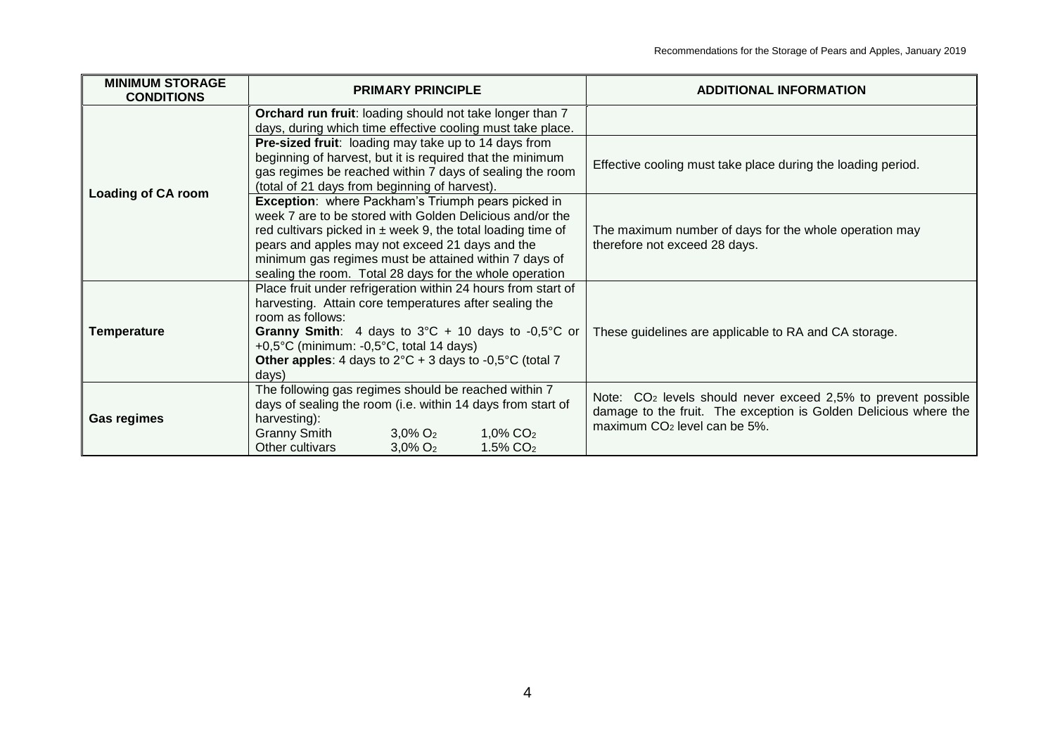| MINIMUM STORAGE CONDITIONS | PRIMARY PRINCIPLE | ADDITIONAL INFORMATION |
|---|---|---|
| Loading of CA room | **Orchard run fruit**: loading should not take longer than 7 days, during which time effective cooling must take place. | |
| | **Pre-sized fruit**: loading may take up to 14 days from beginning of harvest, but it is required that the minimum gas regimes be reached within 7 days of sealing the room (total of 21 days from beginning of harvest). | Effective cooling must take place during the loading period. |
| | **Exception**: where Packham's Triumph pears picked in week 7 are to be stored with Golden Delicious and/or the red cultivars picked in ± week 9, the total loading time of pears and apples may not exceed 21 days and the minimum gas regimes must be attained within 7 days of sealing the room. Total 28 days for the whole operation | The maximum number of days for the whole operation may therefore not exceed 28 days. |
| Temperature | Place fruit under refrigeration within 24 hours from start of harvesting. Attain core temperatures after sealing the room as follows:<br>**Granny Smith**: 4 days to 3°C + 10 days to -0,5°C or +0,5°C (minimum: -0,5°C, total 14 days)<br>**Other apples**: 4 days to 2°C + 3 days to -0,5°C (total 7 days) | These guidelines are applicable to RA and CA storage. |
| Gas regimes | The following gas regimes should be reached within 7 days of sealing the room (i.e. within 14 days from start of harvesting):<br>Granny Smith 3,0% $O_2$ 1,0% $CO_2$<br>Other cultivars 3,0% $O_2$ 1.5% $CO_2$ | Note: $CO_2$ levels should never exceed 2,5% to prevent possible damage to the fruit. The exception is Golden Delicious where the maximum $CO_2$ level can be 5%. |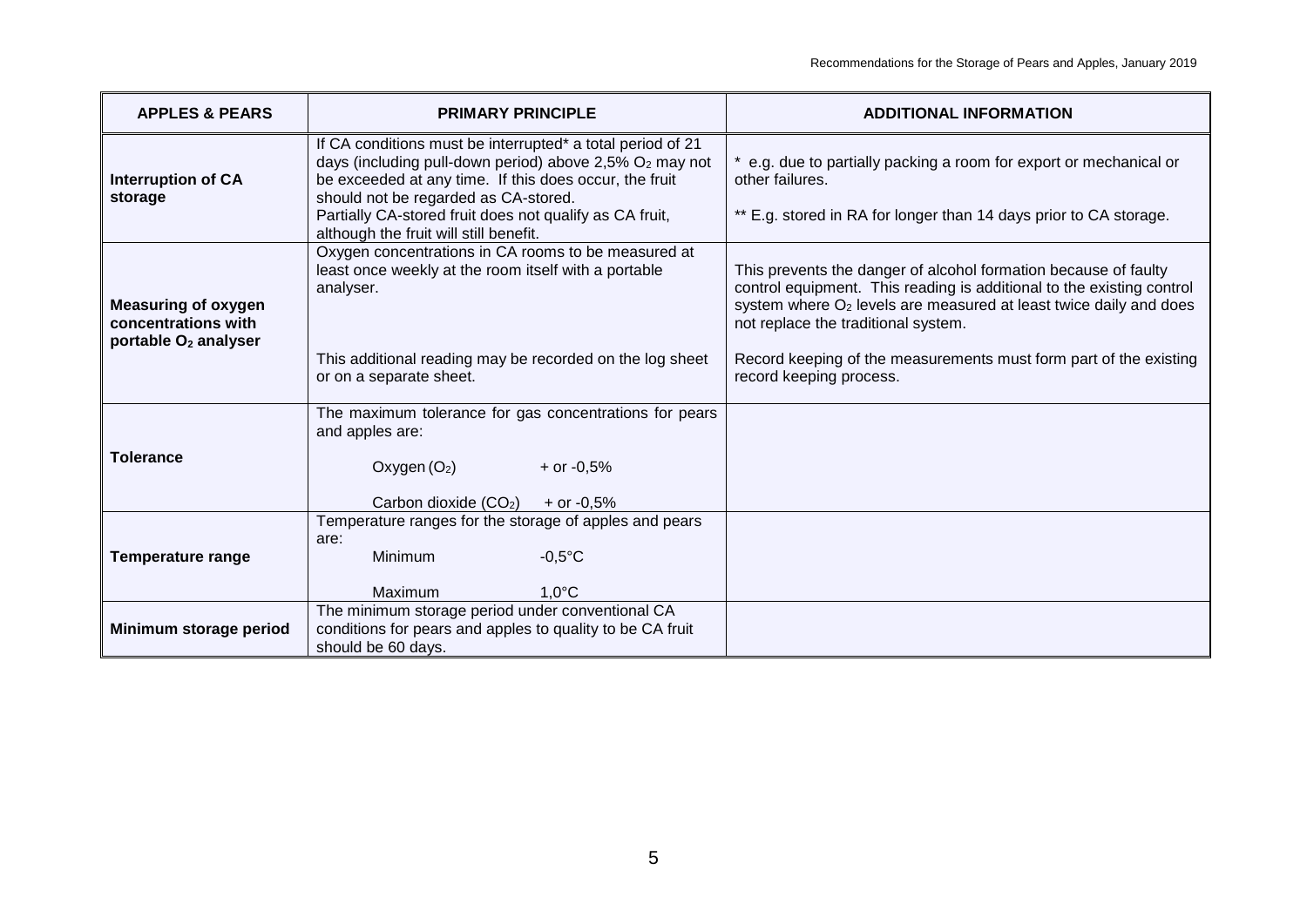| APPLES & PEARS | PRIMARY PRINCIPLE | ADDITIONAL INFORMATION |
|---|---|---|
| **Interruption of CA storage** | If CA conditions must be interrupted* a total period of 21 days (including pull-down period) above 2,5% $O_2$ may not be exceeded at any time. If this does occur, the fruit should not be regarded as CA-stored.<br>Partially CA-stored fruit does not qualify as CA fruit, although the fruit will still benefit. | * e.g. due to partially packing a room for export or mechanical or other failures.<br><br>** E.g. stored in RA for longer than 14 days prior to CA storage. |
| **Measuring of oxygen concentrations with portable $O_2$ analyser** | Oxygen concentrations in CA rooms to be measured at least once weekly at the room itself with a portable analyser.<br><br>This additional reading may be recorded on the log sheet or on a separate sheet. | This prevents the danger of alcohol formation because of faulty control equipment. This reading is additional to the existing control system where $O_2$ levels are measured at least twice daily and does not replace the traditional system.<br><br>Record keeping of the measurements must form part of the existing record keeping process. |
| **Tolerance** | The maximum tolerance for gas concentrations for pears and apples are:<br><br>Oxygen ($O_2$) + or -0,5%<br><br>Carbon dioxide ($CO_2$) + or -0,5% | |
| **Temperature range** | Temperature ranges for the storage of apples and pears are:<br>Minimum -0,5°C<br><br>Maximum 1,0°C | |
| **Minimum storage period** | The minimum storage period under conventional CA conditions for pears and apples to quality to be CA fruit should be 60 days. | |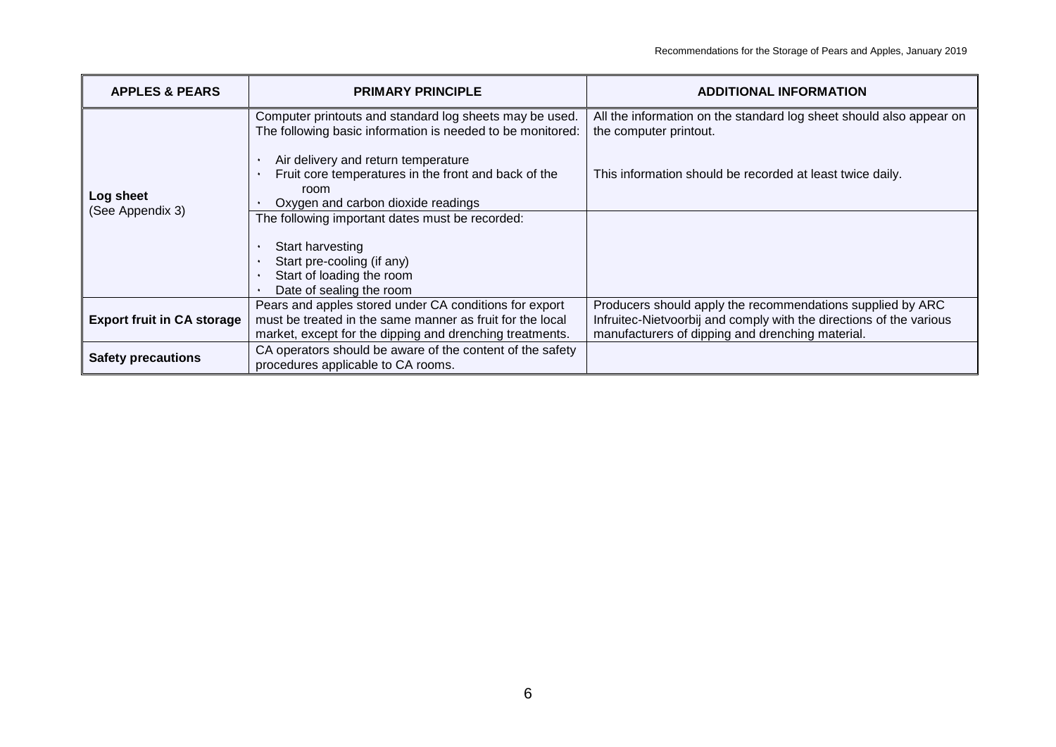| APPLES & PEARS | PRIMARY PRINCIPLE | ADDITIONAL INFORMATION |
|---|---|---|
| **Log sheet** (See Appendix 3) | Computer printouts and standard log sheets may be used. The following basic information is needed to be monitored:<br><br>• Air delivery and return temperature<br>• Fruit core temperatures in the front and back of the room<br>• Oxygen and carbon dioxide readings | All the information on the standard log sheet should also appear on the computer printout.<br><br>This information should be recorded at least twice daily. |
| | The following important dates must be recorded:<br><br>• Start harvesting<br>• Start pre-cooling (if any)<br>• Start of loading the room<br>• Date of sealing the room | |
| **Export fruit in CA storage** | Pears and apples stored under CA conditions for export must be treated in the same manner as fruit for the local market, except for the dipping and drenching treatments. | Producers should apply the recommendations supplied by ARC Infruitec-Nietvoorbij and comply with the directions of the various manufacturers of dipping and drenching material. |
| **Safety precautions** | CA operators should be aware of the content of the safety procedures applicable to CA rooms. | |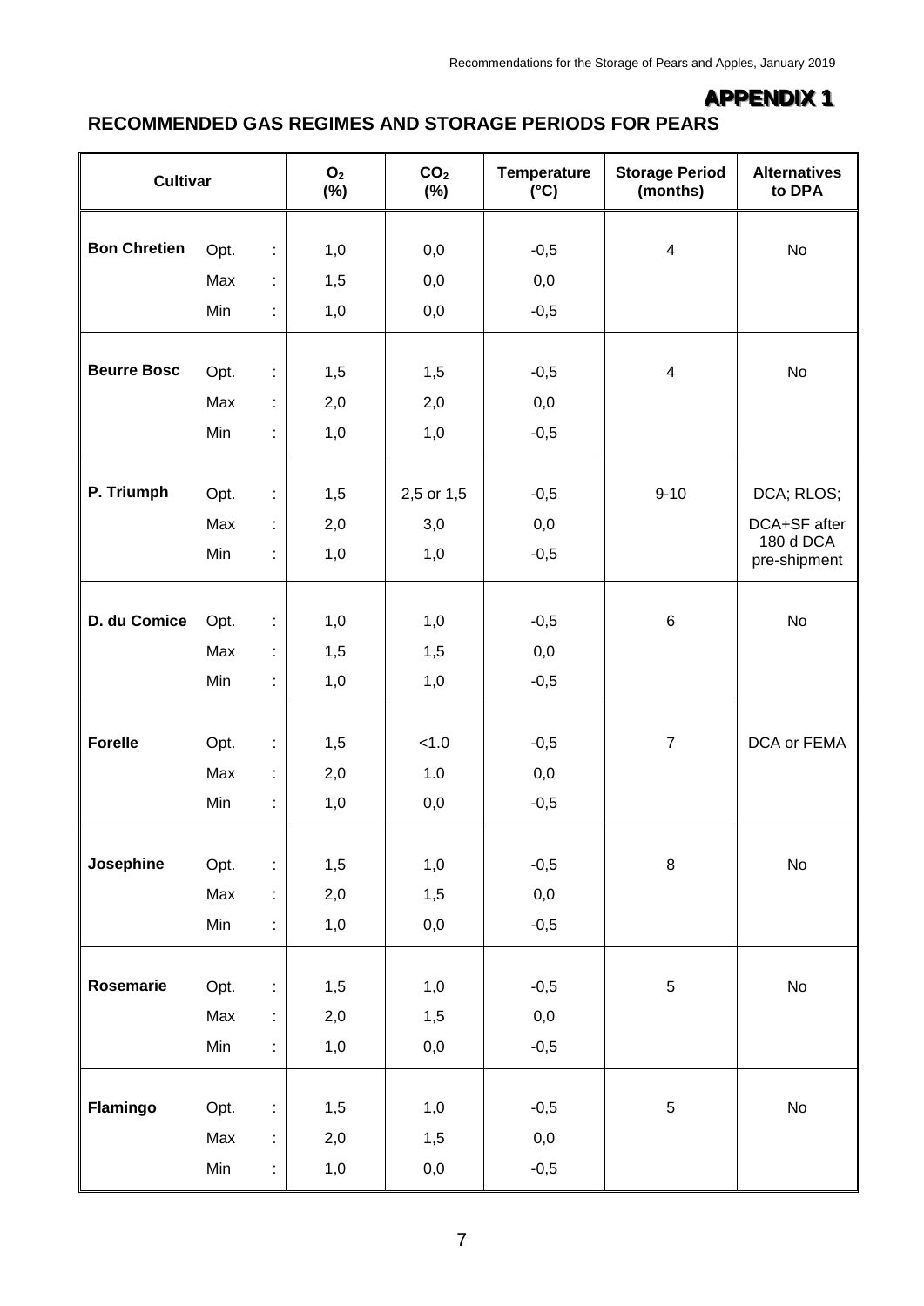## APPENDIX 1

## RECOMMENDED GAS REGIMES AND STORAGE PERIODS FOR PEARS

| Cultivar | | $O_2$ (%) | $CO_2$ (%) | Temperature (°C) | Storage Period (months) | Alternatives to DPA |
|---|---|---|---|---|---|---|
| **Bon Chretien** | Opt. : | 1,0 | 0,0 | -0,5 | 4 | No |
| | Max : | 1,5 | 0,0 | 0,0 | | |
| | Min : | 1,0 | 0,0 | -0,5 | | |
| **Beurre Bosc** | Opt. : | 1,5 | 1,5 | -0,5 | 4 | No |
| | Max : | 2,0 | 2,0 | 0,0 | | |
| | Min : | 1,0 | 1,0 | -0,5 | | |
| **P. Triumph** | Opt. : | 1,5 | 2,5 or 1,5 | -0,5 | 9-10 | DCA; RLOS; |
| | Max : | 2,0 | 3,0 | 0,0 | | DCA+SF after 180 d DCA pre-shipment |
| | Min : | 1,0 | 1,0 | -0,5 | | |
| **D. du Comice** | Opt. : | 1,0 | 1,0 | -0,5 | 6 | No |
| | Max : | 1,5 | 1,5 | 0,0 | | |
| | Min : | 1,0 | 1,0 | -0,5 | | |
| **Forelle** | Opt. : | 1,5 | <1.0 | -0,5 | 7 | DCA or FEMA |
| | Max : | 2,0 | 1.0 | 0,0 | | |
| | Min : | 1,0 | 0,0 | -0,5 | | |
| **Josephine** | Opt. : | 1,5 | 1,0 | -0,5 | 8 | No |
| | Max : | 2,0 | 1,5 | 0,0 | | |
| | Min : | 1,0 | 0,0 | -0,5 | | |
| **Rosemarie** | Opt. : | 1,5 | 1,0 | -0,5 | 5 | No |
| | Max : | 2,0 | 1,5 | 0,0 | | |
| | Min : | 1,0 | 0,0 | -0,5 | | |
| **Flamingo** | Opt. : | 1,5 | 1,0 | -0,5 | 5 | No |
| | Max : | 2,0 | 1,5 | 0,0 | | |
| | Min : | 1,0 | 0,0 | -0,5 | | |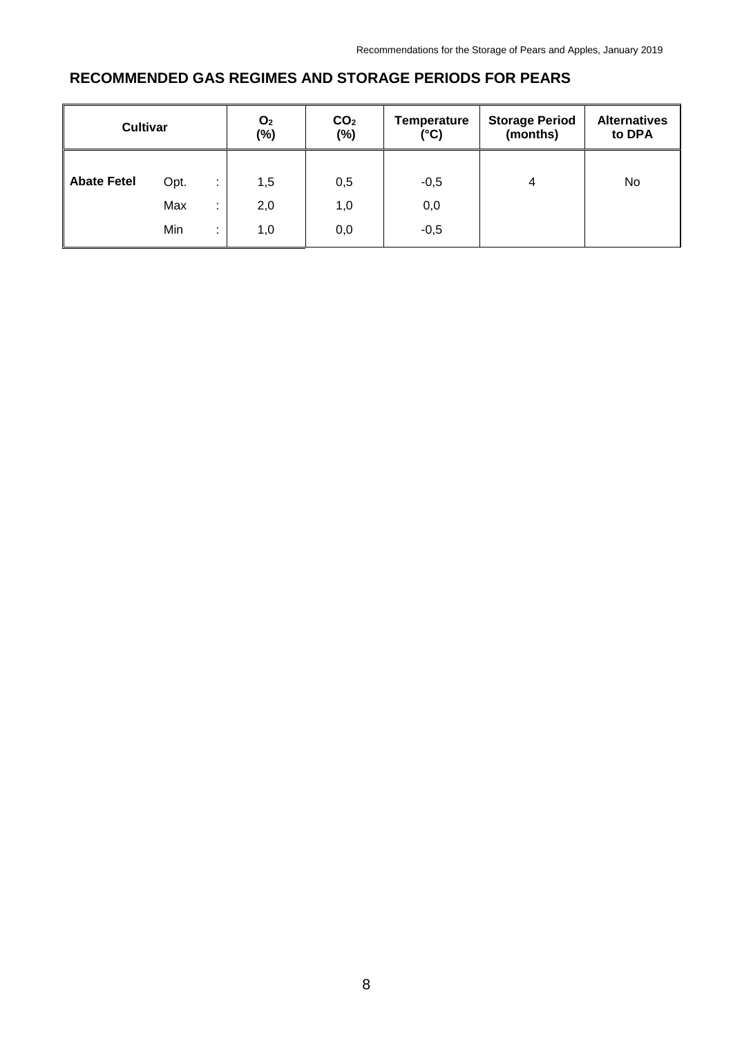## RECOMMENDED GAS REGIMES AND STORAGE PERIODS FOR PEARS

| Cultivar | | | $O_2$ (%) | $CO_2$ (%) | Temperature (°C) | Storage Period (months) | Alternatives to DPA |
|---|---|---|---|---|---|---|---|
| **Abate Fetel** | Opt. | : | 1,5 | 0,5 | -0,5 | 4 | No |
| | Max | : | 2,0 | 1,0 | 0,0 | | |
| | Min | : | 1,0 | 0,0 | -0,5 | | |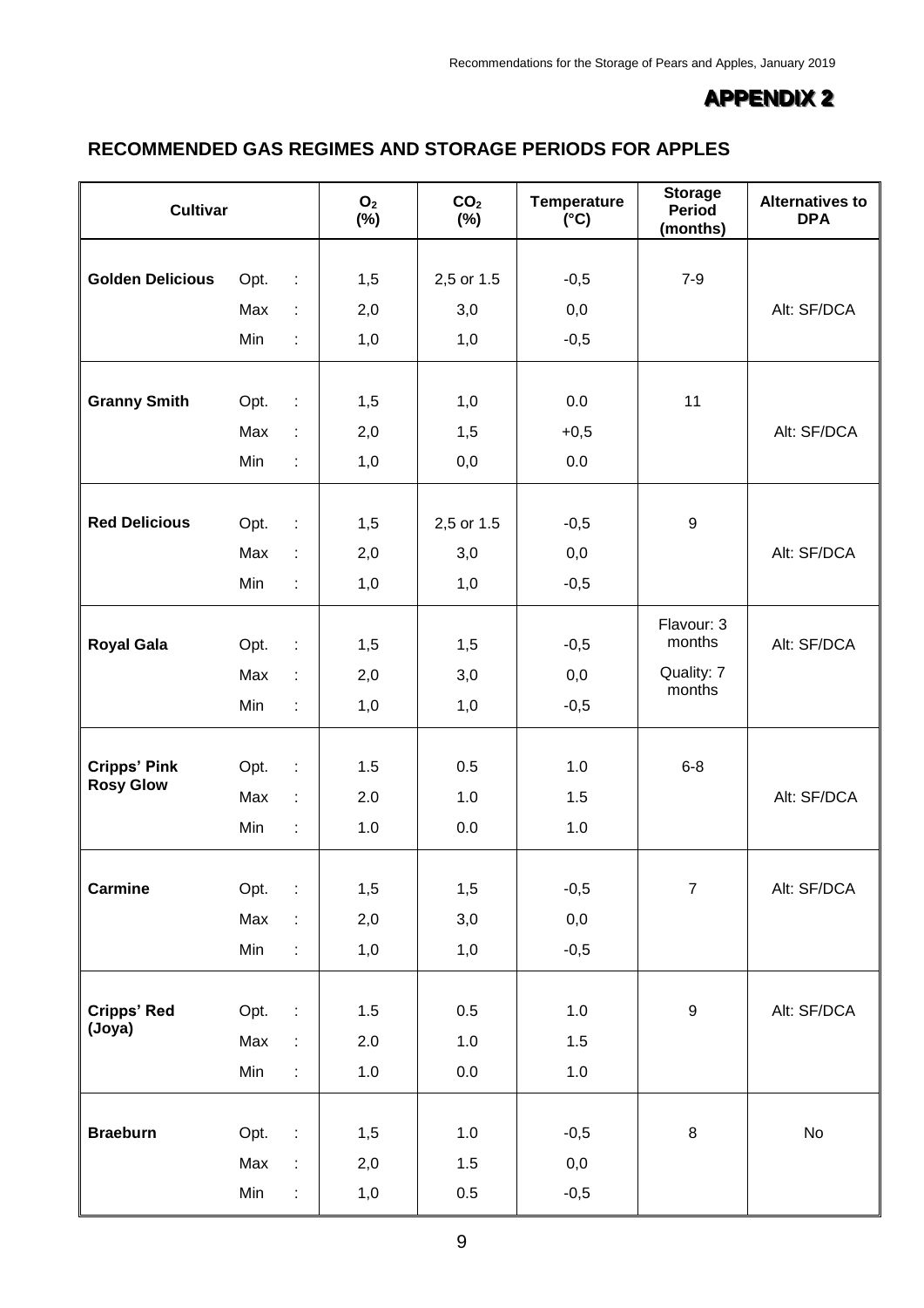# APPENDIX 2

## RECOMMENDED GAS REGIMES AND STORAGE PERIODS FOR APPLES

| Cultivar | | $O_2$ (%) | $CO_2$ (%) | Temperature (°C) | Storage Period (months) | Alternatives to DPA |
|---|---|---|---|---|---|---|
| **Golden Delicious** | Opt. : | 1,5 | 2,5 or 1.5 | -0,5 | 7-9 | |
| | Max : | 2,0 | 3,0 | 0,0 | | Alt: SF/DCA |
| | Min : | 1,0 | 1,0 | -0,5 | | |
| **Granny Smith** | Opt. : | 1,5 | 1,0 | 0.0 | 11 | |
| | Max : | 2,0 | 1,5 | +0,5 | | Alt: SF/DCA |
| | Min : | 1,0 | 0,0 | 0.0 | | |
| **Red Delicious** | Opt. : | 1,5 | 2,5 or 1.5 | -0,5 | 9 | |
| | Max : | 2,0 | 3,0 | 0,0 | | Alt: SF/DCA |
| | Min : | 1,0 | 1,0 | -0,5 | | |
| **Royal Gala** | Opt. : | 1,5 | 1,5 | -0,5 | Flavour: 3 months | Alt: SF/DCA |
| | Max : | 2,0 | 3,0 | 0,0 | Quality: 7 months | |
| | Min : | 1,0 | 1,0 | -0,5 | | |
| **Cripps' Pink Rosy Glow** | Opt. : | 1.5 | 0.5 | 1.0 | 6-8 | |
| | Max : | 2.0 | 1.0 | 1.5 | | Alt: SF/DCA |
| | Min : | 1.0 | 0.0 | 1.0 | | |
| **Carmine** | Opt. : | 1,5 | 1,5 | -0,5 | 7 | Alt: SF/DCA |
| | Max : | 2,0 | 3,0 | 0,0 | | |
| | Min : | 1,0 | 1,0 | -0,5 | | |
| **Cripps' Red (Joya)** | Opt. : | 1.5 | 0.5 | 1.0 | 9 | Alt: SF/DCA |
| | Max : | 2.0 | 1.0 | 1.5 | | |
| | Min : | 1.0 | 0.0 | 1.0 | | |
| **Braeburn** | Opt. : | 1,5 | 1.0 | -0,5 | 8 | No |
| | Max : | 2,0 | 1.5 | 0,0 | | |
| | Min : | 1,0 | 0.5 | -0,5 | | |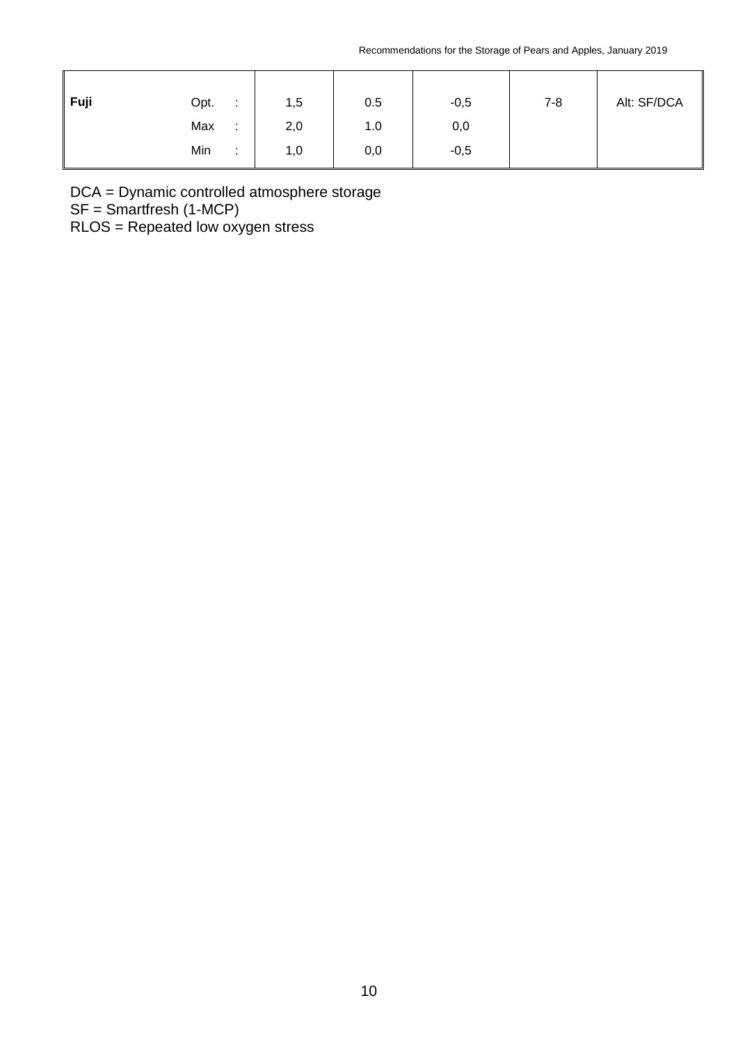| Fuji | | | | | | |
|---|---|---|---|---|---|---|
| | Opt. : | 1,5 | 0.5 | -0,5 | 7-8 | Alt: SF/DCA |
| | Max : | 2,0 | 1.0 | 0,0 | | |
| | Min : | 1,0 | 0,0 | -0,5 | | |

DCA = Dynamic controlled atmosphere storage
SF = Smartfresh (1-MCP)
RLOS = Repeated low oxygen stress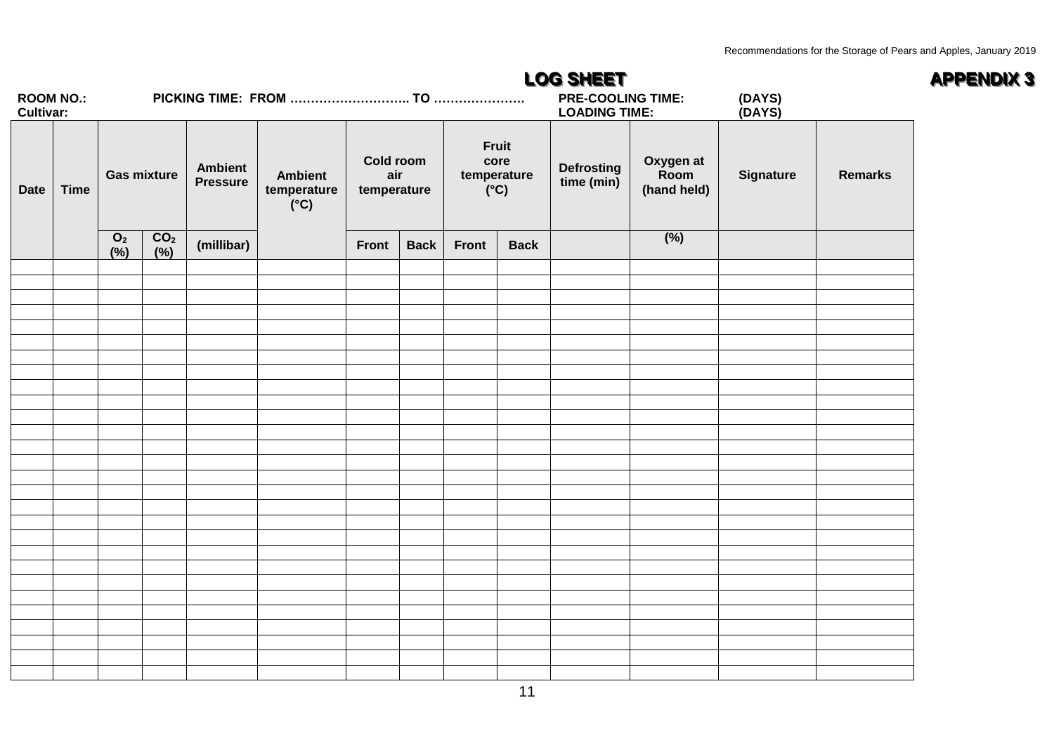# LOG SHEET

## APPENDIX 3

**ROOM NO.:** **PICKING TIME: FROM ……………………….. TO …………………** **PRE-COOLING TIME:** **(DAYS)**

**Cultivar:** **LOADING TIME:** **(DAYS)**

| Date | Time | Gas mixture | | Ambient Pressure | Ambient temperature (°C) | Cold room air temperature | | Fruit core temperature (°C) | | Defrosting time (min) | Oxygen at Room (hand held) | Signature | Remarks |
|---|---|---|---|---|---|---|---|---|---|---|---|---|---|
| | | $O_2$ (%) | $CO_2$ (%) | (millibar) | | Front | Back | Front | Back | | (%) | | |
| | | | | | | | | | | | | | |
| | | | | | | | | | | | | | |
| | | | | | | | | | | | | | |
| | | | | | | | | | | | | | |
| | | | | | | | | | | | | | |
| | | | | | | | | | | | | | |
| | | | | | | | | | | | | | |
| | | | | | | | | | | | | | |
| | | | | | | | | | | | | | |
| | | | | | | | | | | | | | |
| | | | | | | | | | | | | | |
| | | | | | | | | | | | | | |
| | | | | | | | | | | | | | |
| | | | | | | | | | | | | | |
| | | | | | | | | | | | | | |
| | | | | | | | | | | | | | |
| | | | | | | | | | | | | | |
| | | | | | | | | | | | | | |
| | | | | | | | | | | | | | |
| | | | | | | | | | | | | | |
| | | | | | | | | | | | | | |
| | | | | | | | | | | | | | |
| | | | | | | | | | | | | | |
| | | | | | | | | | | | | | |
| | | | | | | | | | | | | | |
| | | | | | | | | | | | | | |
| | | | | | | | | | | | | | |
| | | | | | | | | | | | | | |